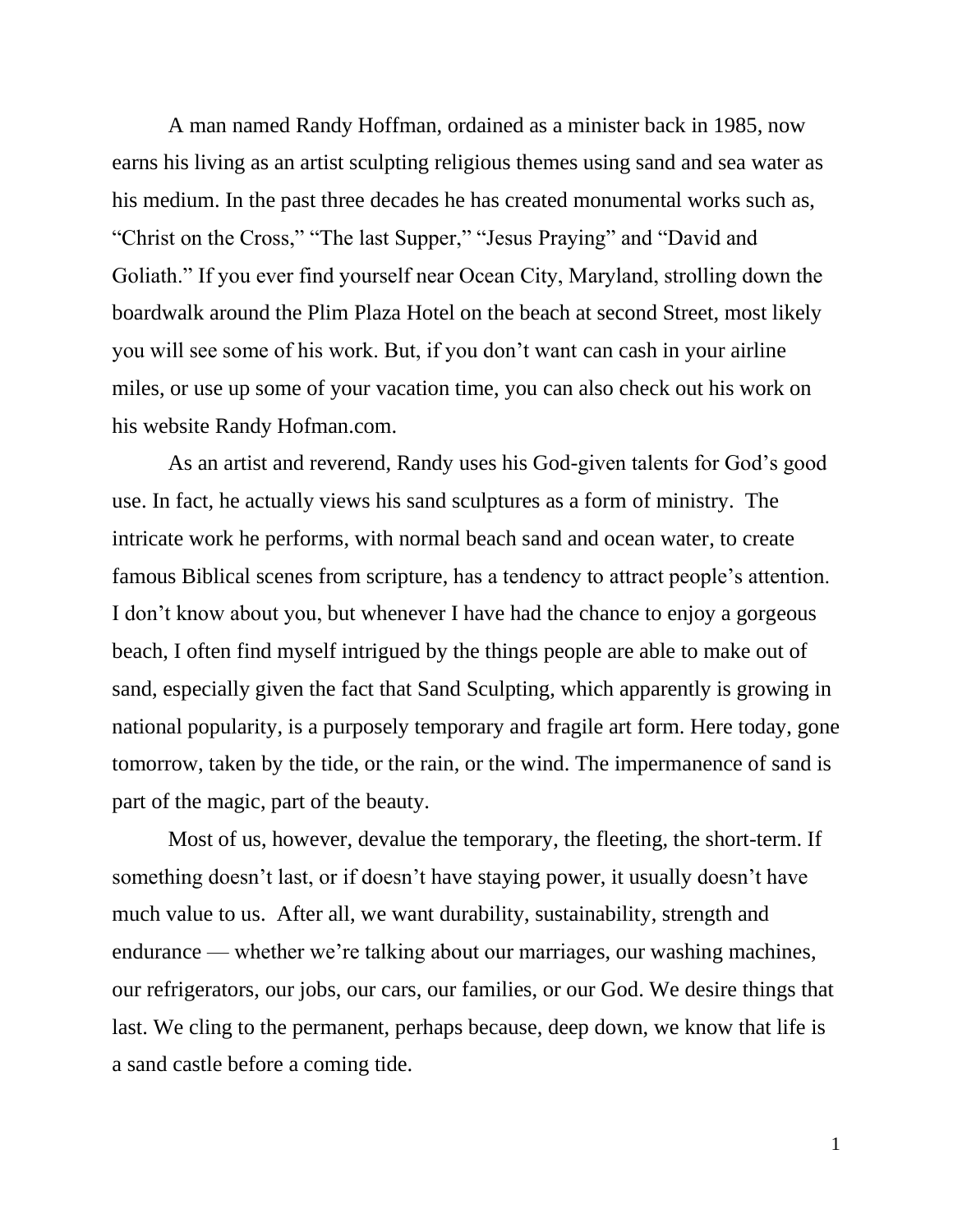A man named Randy Hoffman, ordained as a minister back in 1985, now earns his living as an artist sculpting religious themes using sand and sea water as his medium. In the past three decades he has created monumental works such as, "Christ on the Cross," "The last Supper," "Jesus Praying" and "David and Goliath." If you ever find yourself near Ocean City, Maryland, strolling down the boardwalk around the Plim Plaza Hotel on the beach at second Street, most likely you will see some of his work. But, if you don't want can cash in your airline miles, or use up some of your vacation time, you can also check out his work on his website Randy Hofman.com.

As an artist and reverend, Randy uses his God-given talents for God's good use. In fact, he actually views his sand sculptures as a form of ministry. The intricate work he performs, with normal beach sand and ocean water, to create famous Biblical scenes from scripture, has a tendency to attract people's attention. I don't know about you, but whenever I have had the chance to enjoy a gorgeous beach, I often find myself intrigued by the things people are able to make out of sand, especially given the fact that Sand Sculpting, which apparently is growing in national popularity, is a purposely temporary and fragile art form. Here today, gone tomorrow, taken by the tide, or the rain, or the wind. The impermanence of sand is part of the magic, part of the beauty.

Most of us, however, devalue the temporary, the fleeting, the short-term. If something doesn't last, or if doesn't have staying power, it usually doesn't have much value to us. After all, we want durability, sustainability, strength and endurance — whether we're talking about our marriages, our washing machines, our refrigerators, our jobs, our cars, our families, or our God. We desire things that last. We cling to the permanent, perhaps because, deep down, we know that life is a sand castle before a coming tide.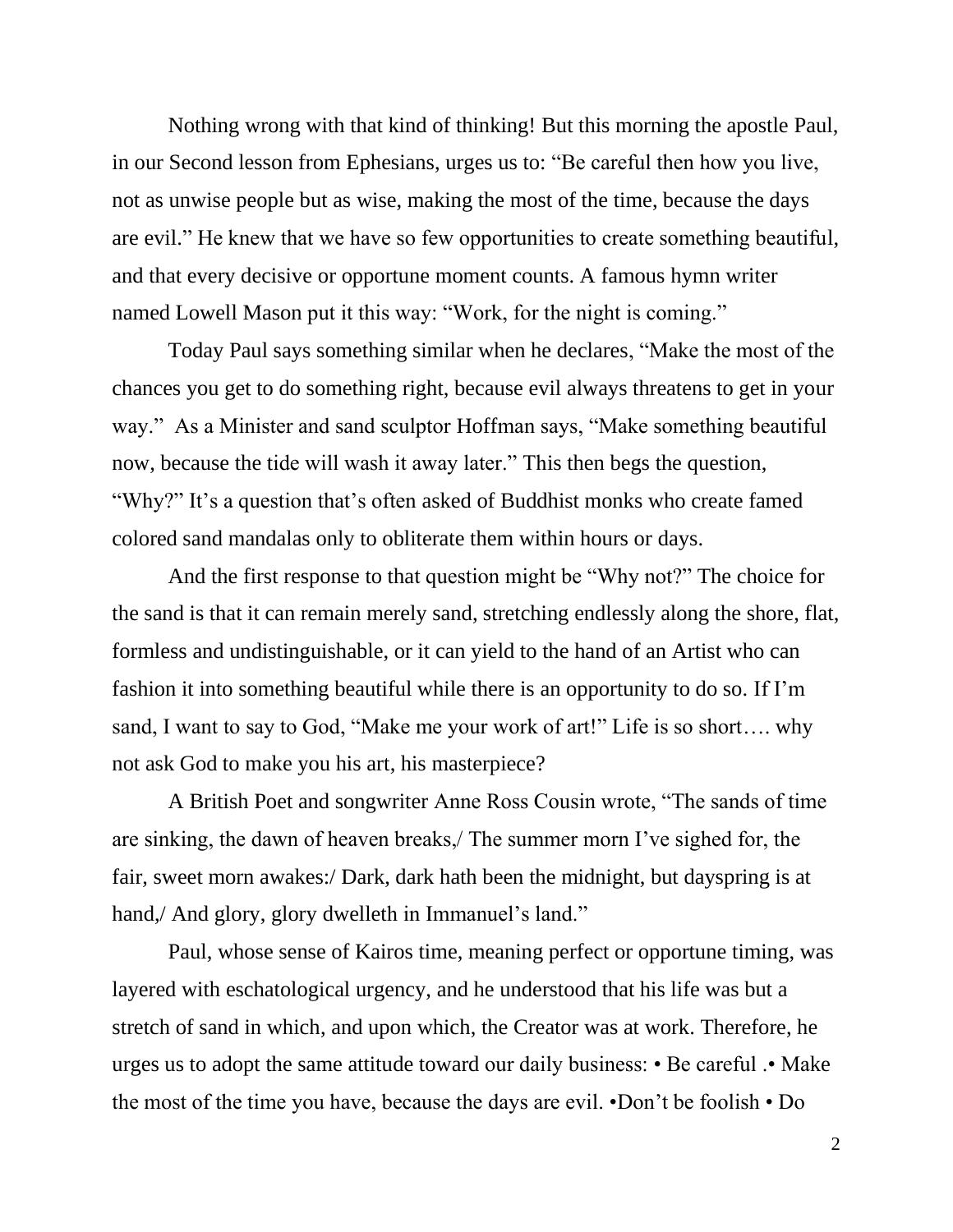Nothing wrong with that kind of thinking! But this morning the apostle Paul, in our Second lesson from Ephesians, urges us to: "Be careful then how you live, not as unwise people but as wise, making the most of the time, because the days are evil." He knew that we have so few opportunities to create something beautiful, and that every decisive or opportune moment counts. A famous hymn writer named Lowell Mason put it this way: "Work, for the night is coming."

Today Paul says something similar when he declares, "Make the most of the chances you get to do something right, because evil always threatens to get in your way." As a Minister and sand sculptor Hoffman says, "Make something beautiful now, because the tide will wash it away later." This then begs the question, "Why?" It's a question that's often asked of Buddhist monks who create famed colored sand mandalas only to obliterate them within hours or days.

And the first response to that question might be "Why not?" The choice for the sand is that it can remain merely sand, stretching endlessly along the shore, flat, formless and undistinguishable, or it can yield to the hand of an Artist who can fashion it into something beautiful while there is an opportunity to do so. If I'm sand, I want to say to God, "Make me your work of art!" Life is so short…. why not ask God to make you his art, his masterpiece?

A British Poet and songwriter Anne Ross Cousin wrote, "The sands of time are sinking, the dawn of heaven breaks,/ The summer morn I've sighed for, the fair, sweet morn awakes:/ Dark, dark hath been the midnight, but dayspring is at hand,/ And glory, glory dwelleth in Immanuel's land."

Paul, whose sense of Kairos time, meaning perfect or opportune timing, was layered with eschatological urgency, and he understood that his life was but a stretch of sand in which, and upon which, the Creator was at work. Therefore, he urges us to adopt the same attitude toward our daily business: • Be careful .• Make the most of the time you have, because the days are evil. •Don't be foolish • Do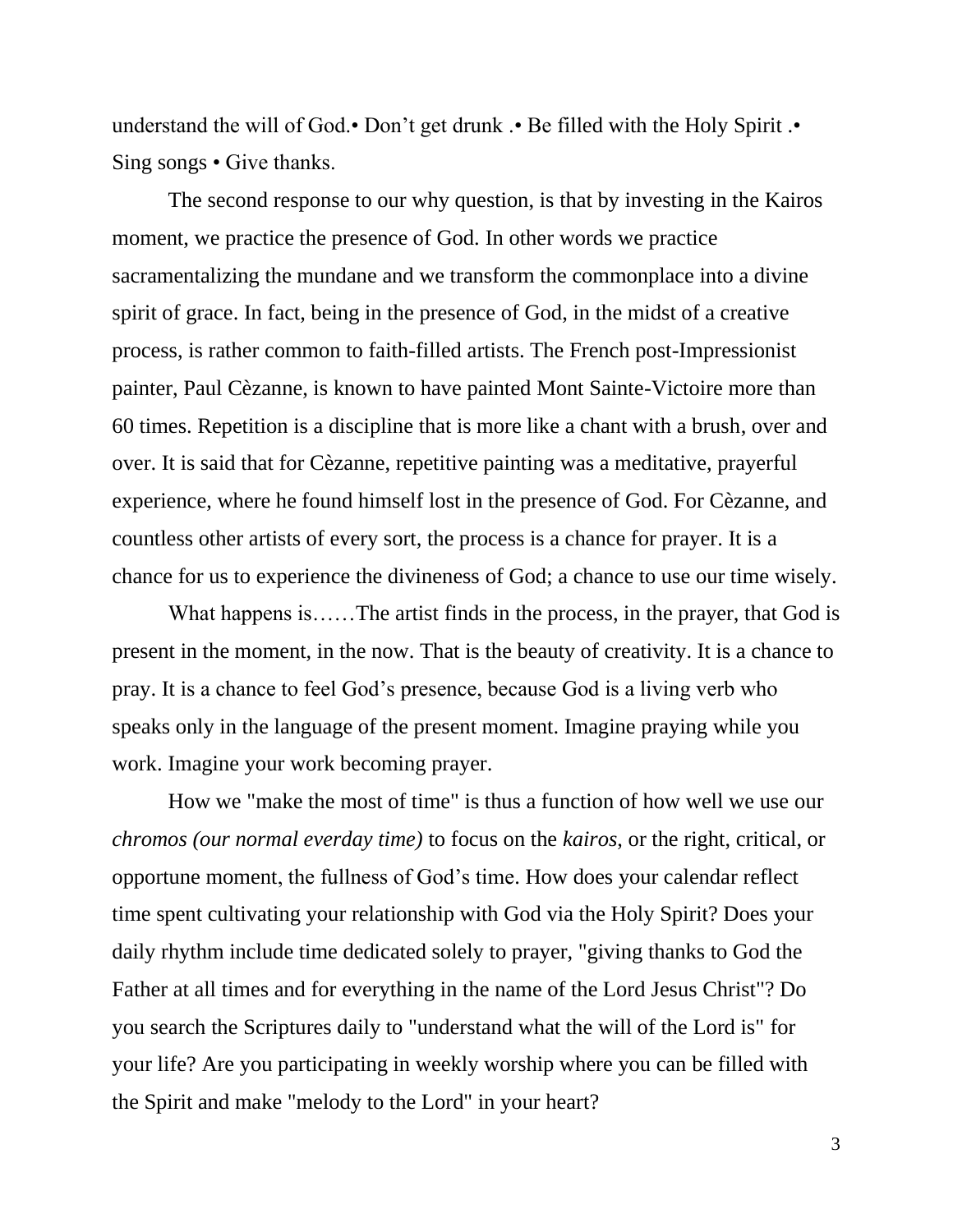understand the will of God.• Don’t get drunk .• Be filled with the Holy Spirit .• Sing songs • Give thanks.

The second response to our why question, is that by investing in the Kairos moment, we practice the presence of God. In other words we practice sacramentalizing the mundane and we transform the commonplace into a divine spirit of grace. In fact, being in the presence of God, in the midst of a creative process, is rather common to faith-filled artists. The French post-Impressionist painter, Paul Cèzanne, is known to have painted Mont Sainte-Victoire more than 60 times. Repetition is a discipline that is more like a chant with a brush, over and over. It is said that for Cèzanne, repetitive painting was a meditative, prayerful experience, where he found himself lost in the presence of God. For Cèzanne, and countless other artists of every sort, the process is a chance for prayer. It is a chance for us to experience the divineness of God; a chance to use our time wisely.

What happens is……The artist finds in the process, in the prayer, that God is present in the moment, in the now. That is the beauty of creativity. It is a chance to pray. It is a chance to feel God’s presence, because God is a living verb who speaks only in the language of the present moment. Imagine praying while you work. Imagine your work becoming prayer.

How we "make the most of time" is thus a function of how well we use our *chromos (our normal everday time)* to focus on the *kairos*, or the right, critical, or opportune moment, the fullness of God’s time. How does your calendar reflect time spent cultivating your relationship with God via the Holy Spirit? Does your daily rhythm include time dedicated solely to prayer, "giving thanks to God the Father at all times and for everything in the name of the Lord Jesus Christ"? Do you search the Scriptures daily to "understand what the will of the Lord is" for your life? Are you participating in weekly worship where you can be filled with the Spirit and make "melody to the Lord" in your heart?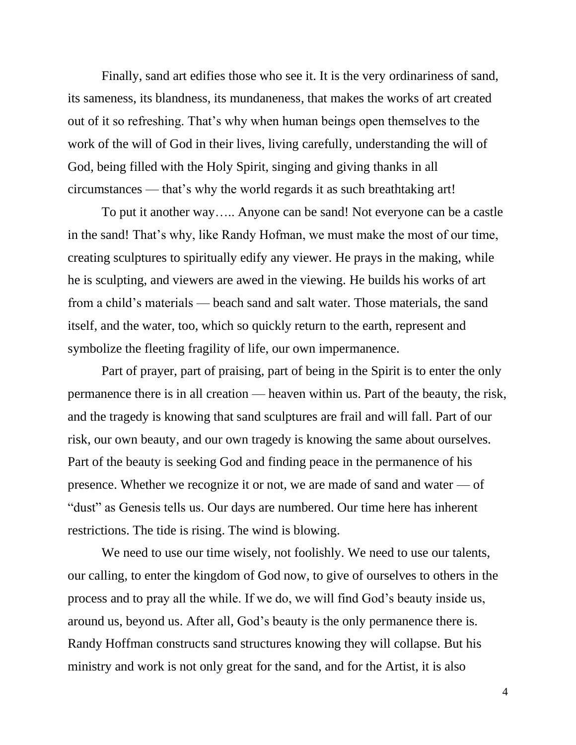Finally, sand art edifies those who see it. It is the very ordinariness of sand, its sameness, its blandness, its mundaneness, that makes the works of art created out of it so refreshing. That's why when human beings open themselves to the work of the will of God in their lives, living carefully, understanding the will of God, being filled with the Holy Spirit, singing and giving thanks in all circumstances — that's why the world regards it as such breathtaking art!

To put it another way….. Anyone can be sand! Not everyone can be a castle in the sand! That's why, like Randy Hofman, we must make the most of our time, creating sculptures to spiritually edify any viewer. He prays in the making, while he is sculpting, and viewers are awed in the viewing. He builds his works of art from a child's materials — beach sand and salt water. Those materials, the sand itself, and the water, too, which so quickly return to the earth, represent and symbolize the fleeting fragility of life, our own impermanence.

Part of prayer, part of praising, part of being in the Spirit is to enter the only permanence there is in all creation — heaven within us. Part of the beauty, the risk, and the tragedy is knowing that sand sculptures are frail and will fall. Part of our risk, our own beauty, and our own tragedy is knowing the same about ourselves. Part of the beauty is seeking God and finding peace in the permanence of his presence. Whether we recognize it or not, we are made of sand and water — of "dust" as Genesis tells us. Our days are numbered. Our time here has inherent restrictions. The tide is rising. The wind is blowing.

We need to use our time wisely, not foolishly. We need to use our talents, our calling, to enter the kingdom of God now, to give of ourselves to others in the process and to pray all the while. If we do, we will find God's beauty inside us, around us, beyond us. After all, God's beauty is the only permanence there is. Randy Hoffman constructs sand structures knowing they will collapse. But his ministry and work is not only great for the sand, and for the Artist, it is also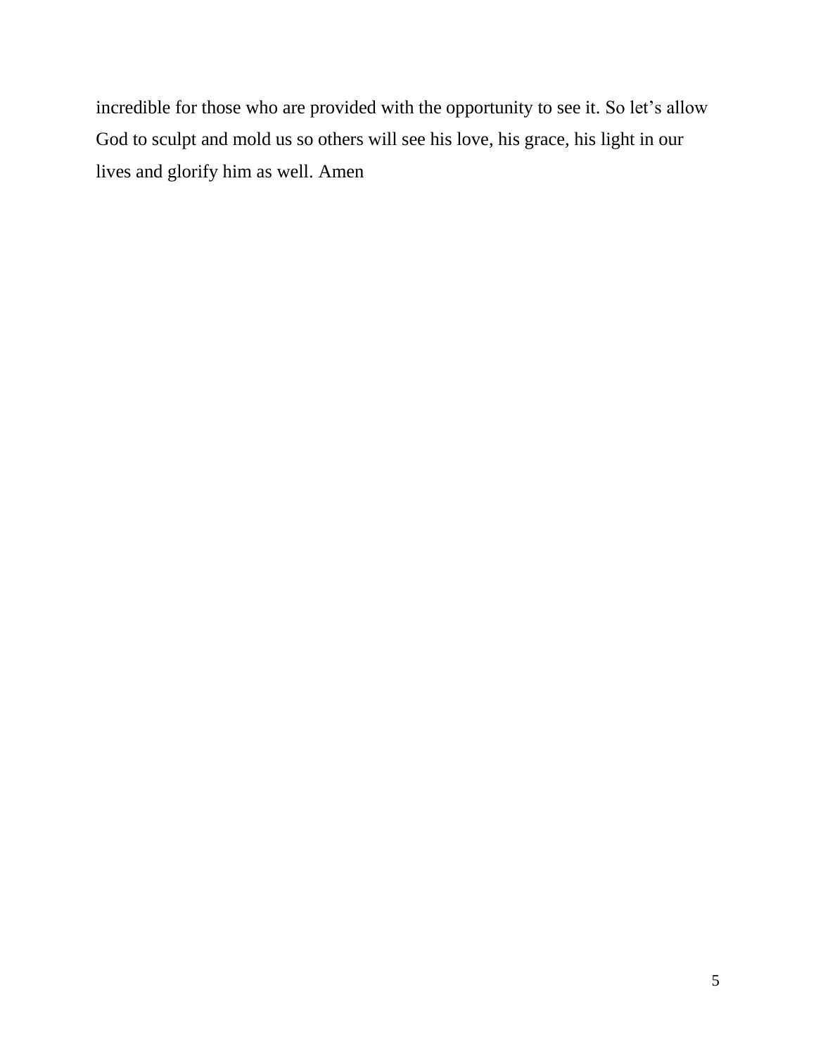incredible for those who are provided with the opportunity to see it. So let’s allow God to sculpt and mold us so others will see his love, his grace, his light in our lives and glorify him as well. Amen